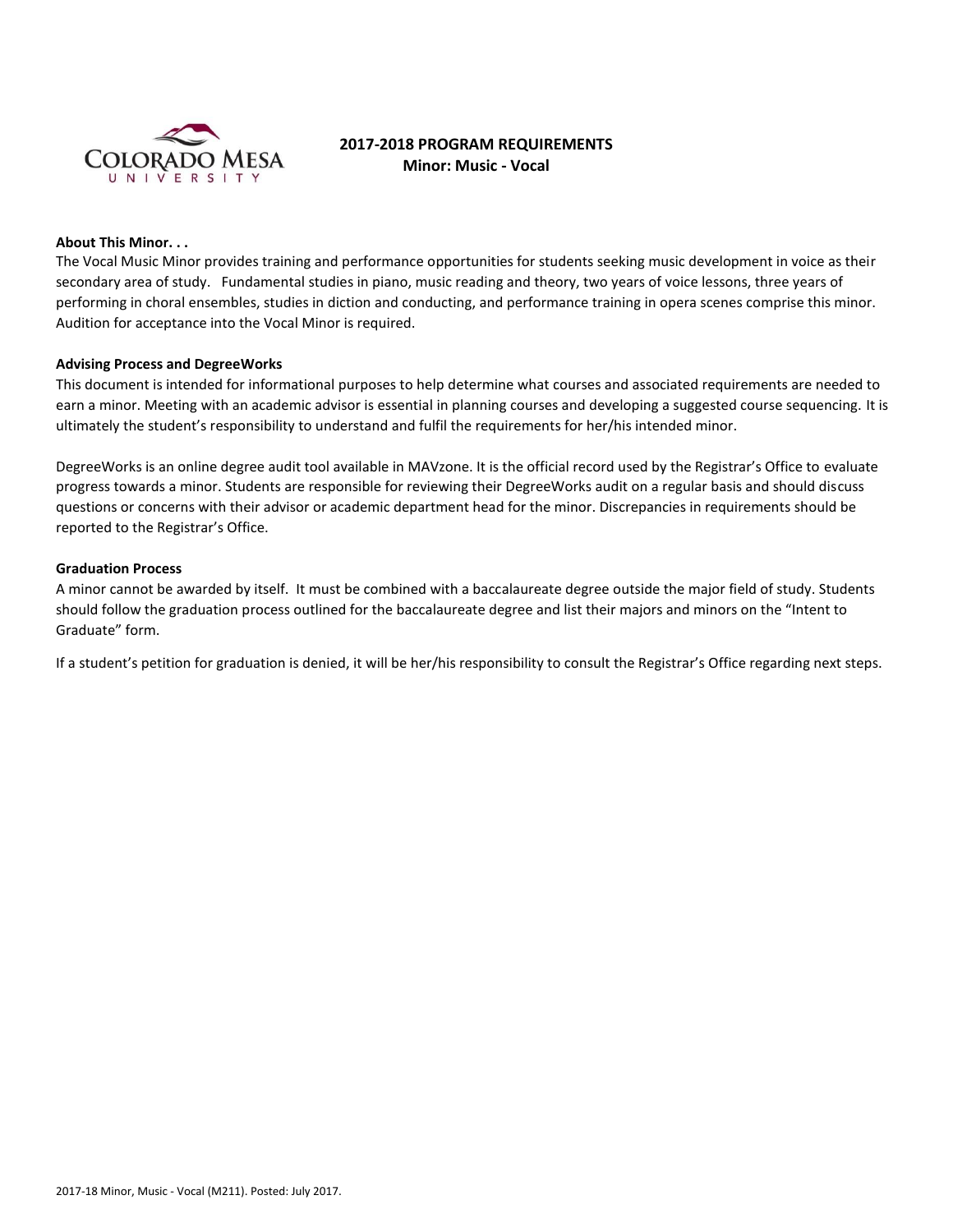# 2017-2018 PROGRAM REQUIREMENTS

## Minor: Music - Vocal

**About This Minor. . .**

The Vocal Music Minor provides training and performance opportunities for students seeking music development in voice as their secondary area of study. Fundamental studies in piano, music reading and theory, two years of voice lessons, three years of performing in choral ensembles, studies in diction and conducting, and performance training in opera scenes comprise this minor. Audition for acceptance into the Vocal Minor is required.

**Advising Process and DegreeWorks**

This document is intended for informational purposes to help determine what courses and associated requirements are needed to earn a minor. Meeting with an academic advisor is essential in planning courses and developing a suggested course sequencing. It is ultimately the student's responsibility to understand and fulfil the requirements for her/his intended minor.

DegreeWorks is an online degree audit tool available in MAVzone. It is the official record used by the Registrar's Office to evaluate progress towards a minor. Students are responsible for reviewing their DegreeWorks audit on a regular basis and should discuss questions or concerns with their advisor or academic department head for the minor. Discrepancies in requirements should be reported to the Registrar's Office.

**Graduation Process**

A minor cannot be awarded by itself. It must be combined with a baccalaureate degree outside the major field of study. Students should follow the graduation process outlined for the baccalaureate degree and list their majors and minors on the "Intent to Graduate" form.

If a student's petition for graduation is denied, it will be her/his responsibility to consult the Registrar's Office regarding next steps.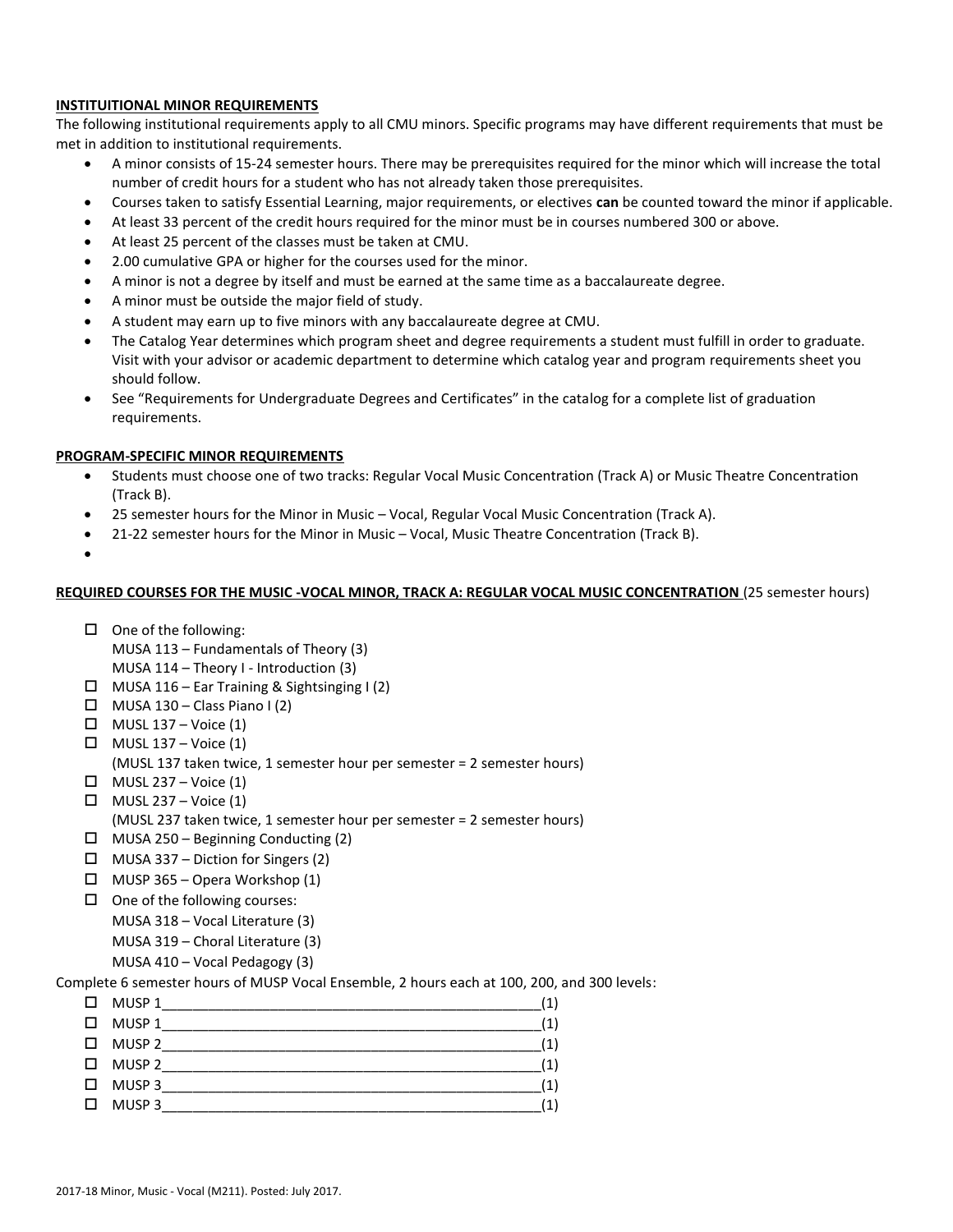**INSTIITUITIONAL MINOR REQUIREMENTS**

The following institutional requirements apply to all CMU minors. Specific programs may have different requirements that must be met in addition to institutional requirements.

- A minor consists of 15-24 semester hours. There may be prerequisites required for the minor which will increase the total number of credit hours for a student who has not already taken those prerequisites.
- Courses taken to satisfy Essential Learning, major requirements, or electives **can** be counted toward the minor if applicable.
- At least 33 percent of the credit hours required for the minor must be in courses numbered 300 or above.
- At least 25 percent of the classes must be taken at CMU.
- 2.00 cumulative GPA or higher for the courses used for the minor.
- A minor is not a degree by itself and must be earned at the same time as a baccalaureate degree.
- A minor must be outside the major field of study.
- A student may earn up to five minors with any baccalaureate degree at CMU.
- The Catalog Year determines which program sheet and degree requirements a student must fulfill in order to graduate. Visit with your advisor or academic department to determine which catalog year and program requirements sheet you should follow.
- See "Requirements for Undergraduate Degrees and Certificates" in the catalog for a complete list of graduation requirements.

**PROGRAM-SPECIFIC MINOR REQUIREMENTS**

- Students must choose one of two tracks: Regular Vocal Music Concentration (Track A) or Music Theatre Concentration (Track B).
- 25 semester hours for the Minor in Music – Vocal, Regular Vocal Music Concentration (Track A).
- 21-22 semester hours for the Minor in Music – Vocal, Music Theatre Concentration (Track B).
-

**REQUIRED COURSES FOR THE MUSIC -VOCAL MINOR, TRACK A: REGULAR VOCAL MUSIC CONCENTRATION** (25 semester hours)

- ☐ One of the following:
  MUSA 113 – Fundamentals of Theory (3)
  MUSA 114 – Theory I - Introduction (3)
- ☐ MUSA 116 – Ear Training & Sightsinging I (2)
- ☐ MUSA 130 – Class Piano I (2)
- ☐ MUSL 137 – Voice (1)
- ☐ MUSL 137 – Voice (1)
  (MUSL 137 taken twice, 1 semester hour per semester = 2 semester hours)
- ☐ MUSL 237 – Voice (1)
- ☐ MUSL 237 – Voice (1)
  (MUSL 237 taken twice, 1 semester hour per semester = 2 semester hours)
- ☐ MUSA 250 – Beginning Conducting (2)
- ☐ MUSA 337 – Diction for Singers (2)
- ☐ MUSP 365 – Opera Workshop (1)
- ☐ One of the following courses:
  MUSA 318 – Vocal Literature (3)
  MUSA 319 – Choral Literature (3)
  MUSA 410 – Vocal Pedagogy (3)

Complete 6 semester hours of MUSP Vocal Ensemble, 2 hours each at 100, 200, and 300 levels:

- ☐ MUSP 1__________________________________________________(1)
- ☐ MUSP 1__________________________________________________(1)
- ☐ MUSP 2__________________________________________________(1)
- ☐ MUSP 2__________________________________________________(1)
- ☐ MUSP 3__________________________________________________(1)
- ☐ MUSP 3__________________________________________________(1)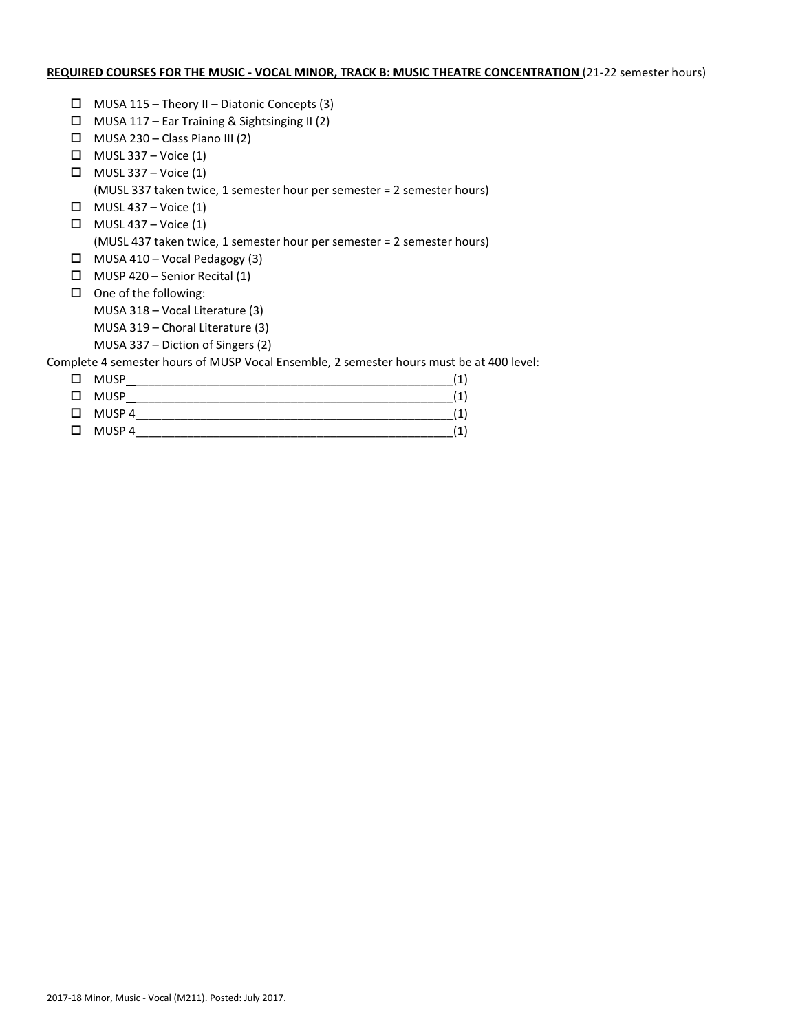**REQUIRED COURSES FOR THE MUSIC - VOCAL MINOR, TRACK B: MUSIC THEATRE CONCENTRATION** (21-22 semester hours)

- ☐ MUSA 115 – Theory II – Diatonic Concepts (3)
- ☐ MUSA 117 – Ear Training & Sightsinging II (2)
- ☐ MUSA 230 – Class Piano III (2)
- ☐ MUSL 337 – Voice (1)
- ☐ MUSL 337 – Voice (1)
  (MUSL 337 taken twice, 1 semester hour per semester = 2 semester hours)
- ☐ MUSL 437 – Voice (1)
- ☐ MUSL 437 – Voice (1)
  (MUSL 437 taken twice, 1 semester hour per semester = 2 semester hours)
- ☐ MUSA 410 – Vocal Pedagogy (3)
- ☐ MUSP 420 – Senior Recital (1)
- ☐ One of the following:
  MUSA 318 – Vocal Literature (3)
  MUSA 319 – Choral Literature (3)
  MUSA 337 – Diction of Singers (2)

Complete 4 semester hours of MUSP Vocal Ensemble, 2 semester hours must be at 400 level:

- ☐ MUSP__________________________________________________(1)
- ☐ MUSP__________________________________________________(1)
- ☐ MUSP 4________________________________________________(1)
- ☐ MUSP 4________________________________________________(1)

2017-18 Minor, Music - Vocal (M211). Posted: July 2017.